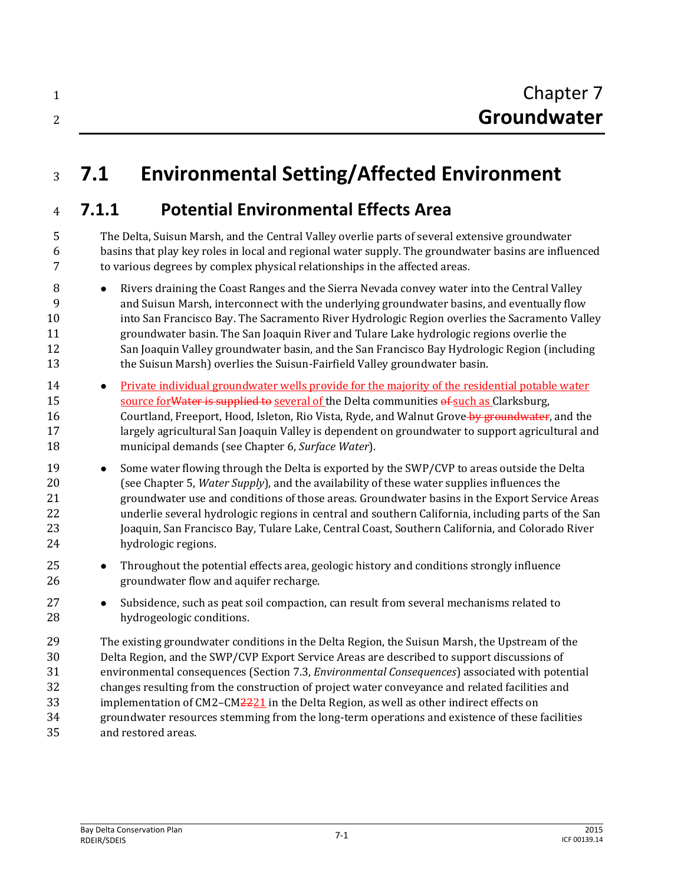# Chapter 7
# Groundwater

## 7.1 Environmental Setting/Affected Environment

### 7.1.1 Potential Environmental Effects Area

The Delta, Suisun Marsh, and the Central Valley overlie parts of several extensive groundwater basins that play key roles in local and regional water supply. The groundwater basins are influenced to various degrees by complex physical relationships in the affected areas.

- Rivers draining the Coast Ranges and the Sierra Nevada convey water into the Central Valley and Suisun Marsh, interconnect with the underlying groundwater basins, and eventually flow into San Francisco Bay. The Sacramento River Hydrologic Region overlies the Sacramento Valley groundwater basin. The San Joaquin River and Tulare Lake hydrologic regions overlie the San Joaquin Valley groundwater basin, and the San Francisco Bay Hydrologic Region (including the Suisun Marsh) overlies the Suisun-Fairfield Valley groundwater basin.
- Private individual groundwater wells provide for the majority of the residential potable water source for~~Water is supplied to~~ several of the Delta communities ~~of~~ such as Clarksburg, Courtland, Freeport, Hood, Isleton, Rio Vista, Ryde, and Walnut Grove~~ by groundwater~~, and the largely agricultural San Joaquin Valley is dependent on groundwater to support agricultural and municipal demands (see Chapter 6, *Surface Water*).
- Some water flowing through the Delta is exported by the SWP/CVP to areas outside the Delta (see Chapter 5, *Water Supply*), and the availability of these water supplies influences the groundwater use and conditions of those areas. Groundwater basins in the Export Service Areas underlie several hydrologic regions in central and southern California, including parts of the San Joaquin, San Francisco Bay, Tulare Lake, Central Coast, Southern California, and Colorado River hydrologic regions.
- Throughout the potential effects area, geologic history and conditions strongly influence groundwater flow and aquifer recharge.
- Subsidence, such as peat soil compaction, can result from several mechanisms related to hydrogeologic conditions.

The existing groundwater conditions in the Delta Region, the Suisun Marsh, the Upstream of the Delta Region, and the SWP/CVP Export Service Areas are described to support discussions of environmental consequences (Section 7.3, *Environmental Consequences*) associated with potential changes resulting from the construction of project water conveyance and related facilities and implementation of CM2–CM~~22~~21 in the Delta Region, as well as other indirect effects on groundwater resources stemming from the long-term operations and existence of these facilities and restored areas.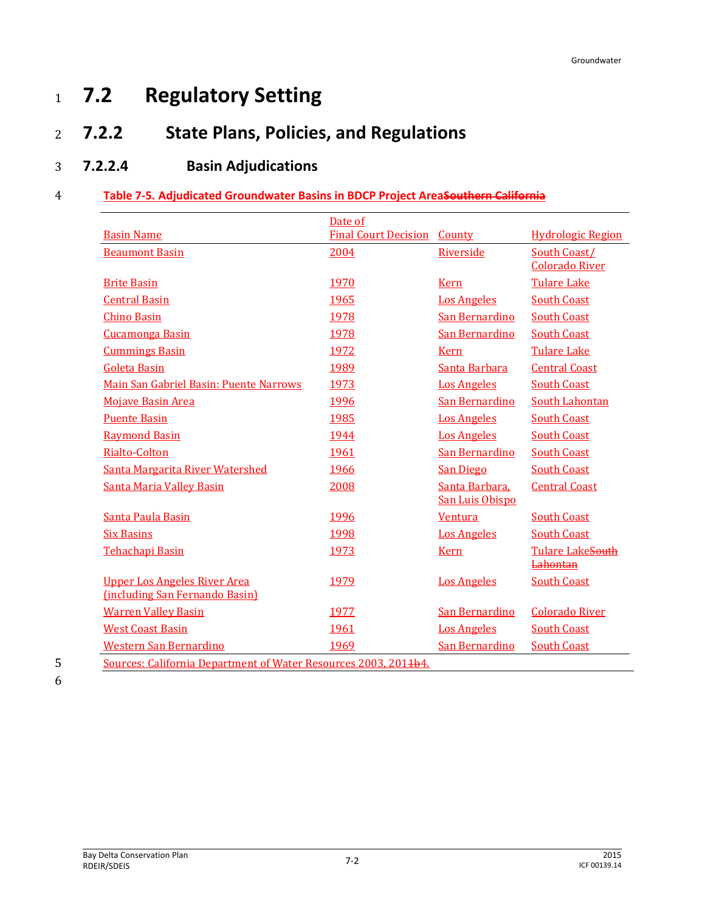# 7.2 Regulatory Setting

## 7.2.2 State Plans, Policies, and Regulations

### 7.2.2.4 Basin Adjudications

**Table 7-5. Adjudicated Groundwater Basins in BDCP Project Area~~Southern California~~**

| Basin Name | Date of Final Court Decision | County | Hydrologic Region |
|---|---|---|---|
| Beaumont Basin | 2004 | Riverside | South Coast/ Colorado River |
| Brite Basin | 1970 | Kern | Tulare Lake |
| Central Basin | 1965 | Los Angeles | South Coast |
| Chino Basin | 1978 | San Bernardino | South Coast |
| Cucamonga Basin | 1978 | San Bernardino | South Coast |
| Cummings Basin | 1972 | Kern | Tulare Lake |
| Goleta Basin | 1989 | Santa Barbara | Central Coast |
| Main San Gabriel Basin: Puente Narrows | 1973 | Los Angeles | South Coast |
| Mojave Basin Area | 1996 | San Bernardino | South Lahontan |
| Puente Basin | 1985 | Los Angeles | South Coast |
| Raymond Basin | 1944 | Los Angeles | South Coast |
| Rialto-Colton | 1961 | San Bernardino | South Coast |
| Santa Margarita River Watershed | 1966 | San Diego | South Coast |
| Santa Maria Valley Basin | 2008 | Santa Barbara, San Luis Obispo | Central Coast |
| Santa Paula Basin | 1996 | Ventura | South Coast |
| Six Basins | 1998 | Los Angeles | South Coast |
| Tehachapi Basin | 1973 | Kern | Tulare Lake~~South Lahontan~~ |
| Upper Los Angeles River Area (including San Fernando Basin) | 1979 | Los Angeles | South Coast |
| Warren Valley Basin | 1977 | San Bernardino | Colorado River |
| West Coast Basin | 1961 | Los Angeles | South Coast |
| Western San Bernardino | 1969 | San Bernardino | South Coast |

Sources: California Department of Water Resources 2003, 201~~1b~~4.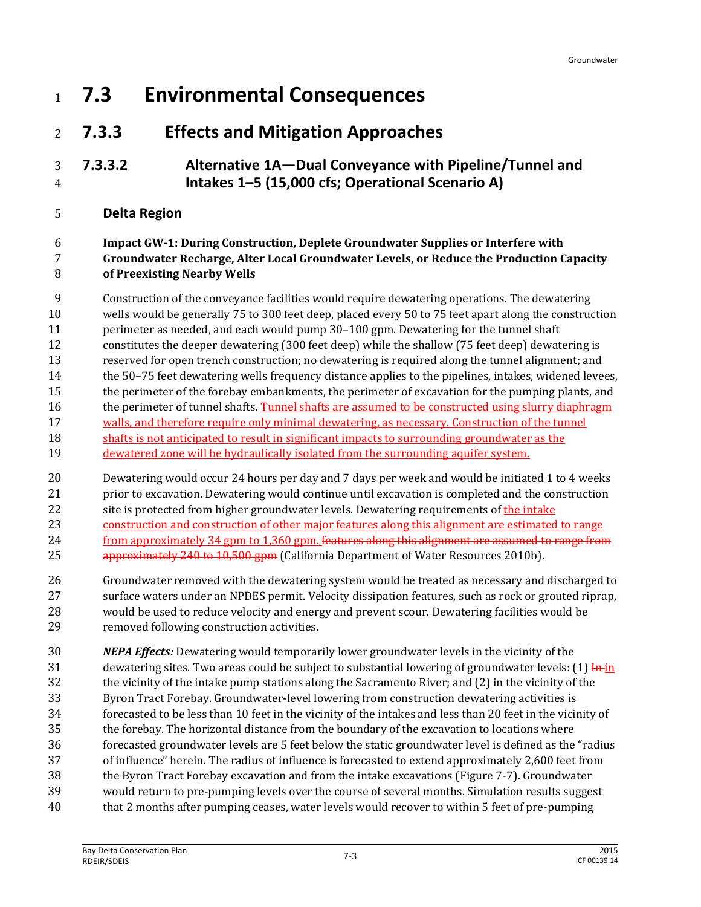# 7.3 Environmental Consequences

## 7.3.3 Effects and Mitigation Approaches

### 7.3.3.2 Alternative 1A—Dual Conveyance with Pipeline/Tunnel and Intakes 1–5 (15,000 cfs; Operational Scenario A)

#### Delta Region

**Impact GW-1: During Construction, Deplete Groundwater Supplies or Interfere with Groundwater Recharge, Alter Local Groundwater Levels, or Reduce the Production Capacity of Preexisting Nearby Wells**

Construction of the conveyance facilities would require dewatering operations. The dewatering wells would be generally 75 to 300 feet deep, placed every 50 to 75 feet apart along the construction perimeter as needed, and each would pump 30–100 gpm. Dewatering for the tunnel shaft constitutes the deeper dewatering (300 feet deep) while the shallow (75 feet deep) dewatering is reserved for open trench construction; no dewatering is required along the tunnel alignment; and the 50–75 feet dewatering wells frequency distance applies to the pipelines, intakes, widened levees, the perimeter of the forebay embankments, the perimeter of excavation for the pumping plants, and the perimeter of tunnel shafts. Tunnel shafts are assumed to be constructed using slurry diaphragm walls, and therefore require only minimal dewatering, as necessary. Construction of the tunnel shafts is not anticipated to result in significant impacts to surrounding groundwater as the dewatered zone will be hydraulically isolated from the surrounding aquifer system.

Dewatering would occur 24 hours per day and 7 days per week and would be initiated 1 to 4 weeks prior to excavation. Dewatering would continue until excavation is completed and the construction site is protected from higher groundwater levels. Dewatering requirements of the intake construction and construction of other major features along this alignment are estimated to range from approximately 34 gpm to 1,360 gpm. ~~features along this alignment are assumed to range from approximately 240 to 10,500 gpm~~ (California Department of Water Resources 2010b).

Groundwater removed with the dewatering system would be treated as necessary and discharged to surface waters under an NPDES permit. Velocity dissipation features, such as rock or grouted riprap, would be used to reduce velocity and energy and prevent scour. Dewatering facilities would be removed following construction activities.

***NEPA Effects:*** Dewatering would temporarily lower groundwater levels in the vicinity of the dewatering sites. Two areas could be subject to substantial lowering of groundwater levels: (1) ~~In~~ in the vicinity of the intake pump stations along the Sacramento River; and (2) in the vicinity of the Byron Tract Forebay. Groundwater-level lowering from construction dewatering activities is forecasted to be less than 10 feet in the vicinity of the intakes and less than 20 feet in the vicinity of the forebay. The horizontal distance from the boundary of the excavation to locations where forecasted groundwater levels are 5 feet below the static groundwater level is defined as the "radius of influence" herein. The radius of influence is forecasted to extend approximately 2,600 feet from the Byron Tract Forebay excavation and from the intake excavations (Figure 7-7). Groundwater would return to pre-pumping levels over the course of several months. Simulation results suggest that 2 months after pumping ceases, water levels would recover to within 5 feet of pre-pumping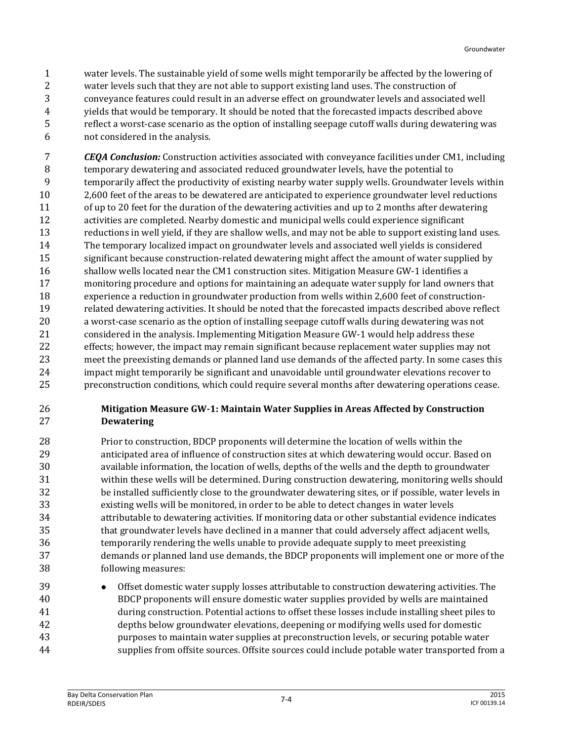water levels. The sustainable yield of some wells might temporarily be affected by the lowering of water levels such that they are not able to support existing land uses. The construction of conveyance features could result in an adverse effect on groundwater levels and associated well yields that would be temporary. It should be noted that the forecasted impacts described above reflect a worst-case scenario as the option of installing seepage cutoff walls during dewatering was not considered in the analysis.

***CEQA Conclusion:*** Construction activities associated with conveyance facilities under CM1, including temporary dewatering and associated reduced groundwater levels, have the potential to temporarily affect the productivity of existing nearby water supply wells. Groundwater levels within 2,600 feet of the areas to be dewatered are anticipated to experience groundwater level reductions of up to 20 feet for the duration of the dewatering activities and up to 2 months after dewatering activities are completed. Nearby domestic and municipal wells could experience significant reductions in well yield, if they are shallow wells, and may not be able to support existing land uses. The temporary localized impact on groundwater levels and associated well yields is considered significant because construction-related dewatering might affect the amount of water supplied by shallow wells located near the CM1 construction sites. Mitigation Measure GW-1 identifies a monitoring procedure and options for maintaining an adequate water supply for land owners that experience a reduction in groundwater production from wells within 2,600 feet of construction-related dewatering activities. It should be noted that the forecasted impacts described above reflect a worst-case scenario as the option of installing seepage cutoff walls during dewatering was not considered in the analysis. Implementing Mitigation Measure GW-1 would help address these effects; however, the impact may remain significant because replacement water supplies may not meet the preexisting demands or planned land use demands of the affected party. In some cases this impact might temporarily be significant and unavoidable until groundwater elevations recover to preconstruction conditions, which could require several months after dewatering operations cease.

**Mitigation Measure GW-1: Maintain Water Supplies in Areas Affected by Construction Dewatering**

Prior to construction, BDCP proponents will determine the location of wells within the anticipated area of influence of construction sites at which dewatering would occur. Based on available information, the location of wells, depths of the wells and the depth to groundwater within these wells will be determined. During construction dewatering, monitoring wells should be installed sufficiently close to the groundwater dewatering sites, or if possible, water levels in existing wells will be monitored, in order to be able to detect changes in water levels attributable to dewatering activities. If monitoring data or other substantial evidence indicates that groundwater levels have declined in a manner that could adversely affect adjacent wells, temporarily rendering the wells unable to provide adequate supply to meet preexisting demands or planned land use demands, the BDCP proponents will implement one or more of the following measures:

- Offset domestic water supply losses attributable to construction dewatering activities. The BDCP proponents will ensure domestic water supplies provided by wells are maintained during construction. Potential actions to offset these losses include installing sheet piles to depths below groundwater elevations, deepening or modifying wells used for domestic purposes to maintain water supplies at preconstruction levels, or securing potable water supplies from offsite sources. Offsite sources could include potable water transported from a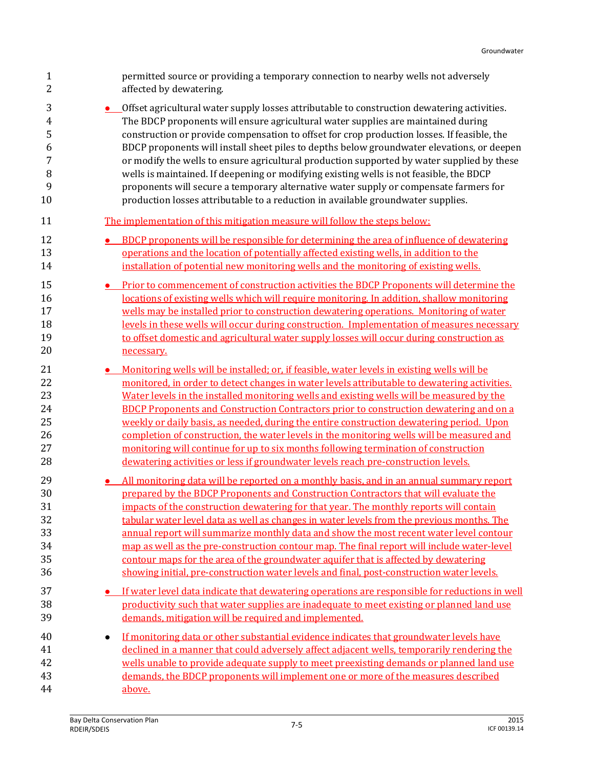permitted source or providing a temporary connection to nearby wells not adversely affected by dewatering.

- Offset agricultural water supply losses attributable to construction dewatering activities. The BDCP proponents will ensure agricultural water supplies are maintained during construction or provide compensation to offset for crop production losses. If feasible, the BDCP proponents will install sheet piles to depths below groundwater elevations, or deepen or modify the wells to ensure agricultural production supported by water supplied by these wells is maintained. If deepening or modifying existing wells is not feasible, the BDCP proponents will secure a temporary alternative water supply or compensate farmers for production losses attributable to a reduction in available groundwater supplies.

The implementation of this mitigation measure will follow the steps below:

- BDCP proponents will be responsible for determining the area of influence of dewatering operations and the location of potentially affected existing wells, in addition to the installation of potential new monitoring wells and the monitoring of existing wells.

- Prior to commencement of construction activities the BDCP Proponents will determine the locations of existing wells which will require monitoring. In addition, shallow monitoring wells may be installed prior to construction dewatering operations. Monitoring of water levels in these wells will occur during construction. Implementation of measures necessary to offset domestic and agricultural water supply losses will occur during construction as necessary.

- Monitoring wells will be installed; or, if feasible, water levels in existing wells will be monitored, in order to detect changes in water levels attributable to dewatering activities. Water levels in the installed monitoring wells and existing wells will be measured by the BDCP Proponents and Construction Contractors prior to construction dewatering and on a weekly or daily basis, as needed, during the entire construction dewatering period. Upon completion of construction, the water levels in the monitoring wells will be measured and monitoring will continue for up to six months following termination of construction dewatering activities or less if groundwater levels reach pre-construction levels.

- All monitoring data will be reported on a monthly basis, and in an annual summary report prepared by the BDCP Proponents and Construction Contractors that will evaluate the impacts of the construction dewatering for that year. The monthly reports will contain tabular water level data as well as changes in water levels from the previous months. The annual report will summarize monthly data and show the most recent water level contour map as well as the pre-construction contour map. The final report will include water-level contour maps for the area of the groundwater aquifer that is affected by dewatering showing initial, pre-construction water levels and final, post-construction water levels.

- If water level data indicate that dewatering operations are responsible for reductions in well productivity such that water supplies are inadequate to meet existing or planned land use demands, mitigation will be required and implemented.

- If monitoring data or other substantial evidence indicates that groundwater levels have declined in a manner that could adversely affect adjacent wells, temporarily rendering the wells unable to provide adequate supply to meet preexisting demands or planned land use demands, the BDCP proponents will implement one or more of the measures described above.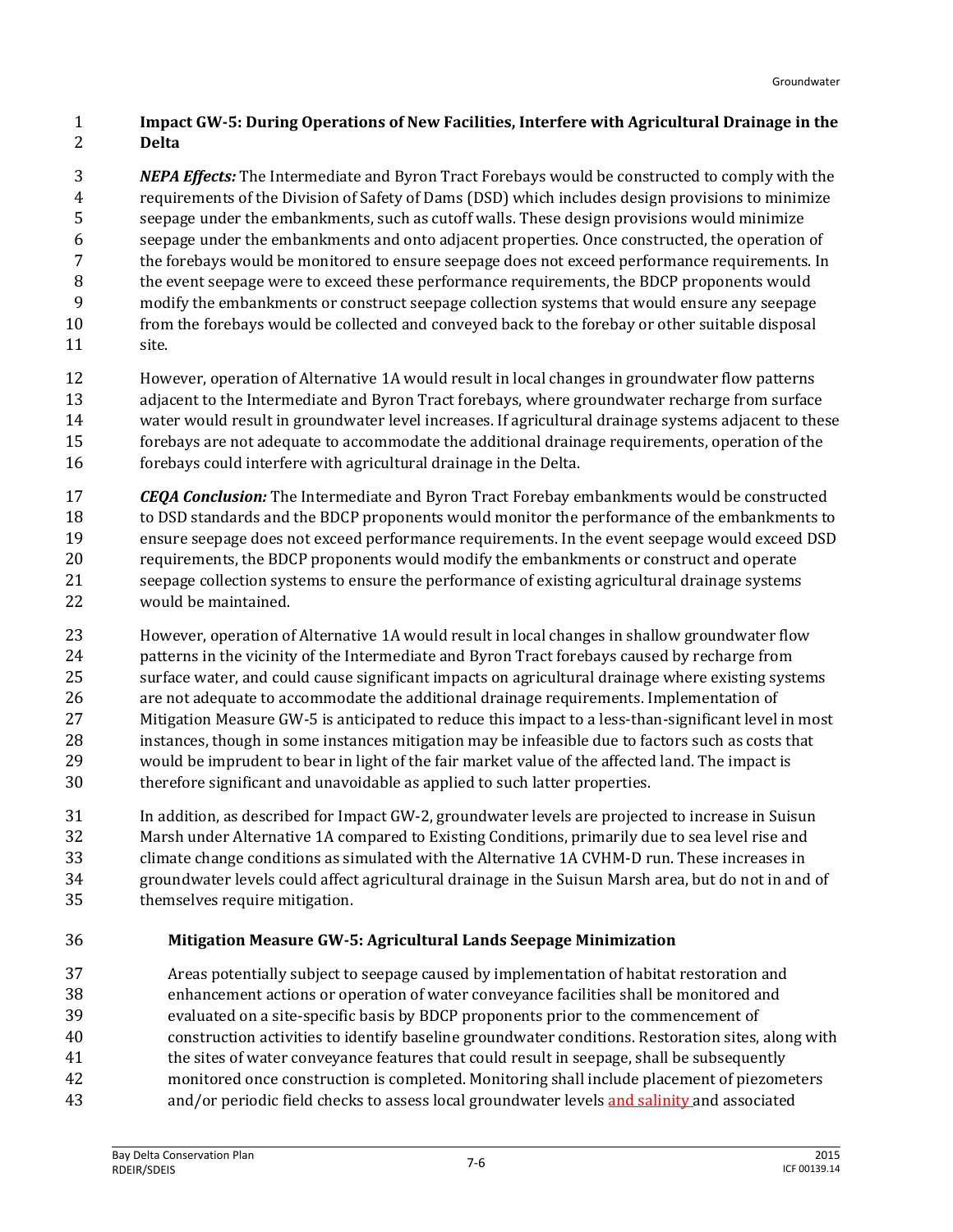**Impact GW-5: During Operations of New Facilities, Interfere with Agricultural Drainage in the Delta**

***NEPA Effects:*** The Intermediate and Byron Tract Forebays would be constructed to comply with the requirements of the Division of Safety of Dams (DSD) which includes design provisions to minimize seepage under the embankments, such as cutoff walls. These design provisions would minimize seepage under the embankments and onto adjacent properties. Once constructed, the operation of the forebays would be monitored to ensure seepage does not exceed performance requirements. In the event seepage were to exceed these performance requirements, the BDCP proponents would modify the embankments or construct seepage collection systems that would ensure any seepage from the forebays would be collected and conveyed back to the forebay or other suitable disposal site.

However, operation of Alternative 1A would result in local changes in groundwater flow patterns adjacent to the Intermediate and Byron Tract forebays, where groundwater recharge from surface water would result in groundwater level increases. If agricultural drainage systems adjacent to these forebays are not adequate to accommodate the additional drainage requirements, operation of the forebays could interfere with agricultural drainage in the Delta.

***CEQA Conclusion:*** The Intermediate and Byron Tract Forebay embankments would be constructed to DSD standards and the BDCP proponents would monitor the performance of the embankments to ensure seepage does not exceed performance requirements. In the event seepage would exceed DSD requirements, the BDCP proponents would modify the embankments or construct and operate seepage collection systems to ensure the performance of existing agricultural drainage systems would be maintained.

However, operation of Alternative 1A would result in local changes in shallow groundwater flow patterns in the vicinity of the Intermediate and Byron Tract forebays caused by recharge from surface water, and could cause significant impacts on agricultural drainage where existing systems are not adequate to accommodate the additional drainage requirements. Implementation of Mitigation Measure GW-5 is anticipated to reduce this impact to a less-than-significant level in most instances, though in some instances mitigation may be infeasible due to factors such as costs that would be imprudent to bear in light of the fair market value of the affected land. The impact is therefore significant and unavoidable as applied to such latter properties.

In addition, as described for Impact GW-2, groundwater levels are projected to increase in Suisun Marsh under Alternative 1A compared to Existing Conditions, primarily due to sea level rise and climate change conditions as simulated with the Alternative 1A CVHM-D run. These increases in groundwater levels could affect agricultural drainage in the Suisun Marsh area, but do not in and of themselves require mitigation.

**Mitigation Measure GW-5: Agricultural Lands Seepage Minimization**

Areas potentially subject to seepage caused by implementation of habitat restoration and enhancement actions or operation of water conveyance facilities shall be monitored and evaluated on a site-specific basis by BDCP proponents prior to the commencement of construction activities to identify baseline groundwater conditions. Restoration sites, along with the sites of water conveyance features that could result in seepage, shall be subsequently monitored once construction is completed. Monitoring shall include placement of piezometers and/or periodic field checks to assess local groundwater levels and salinity and associated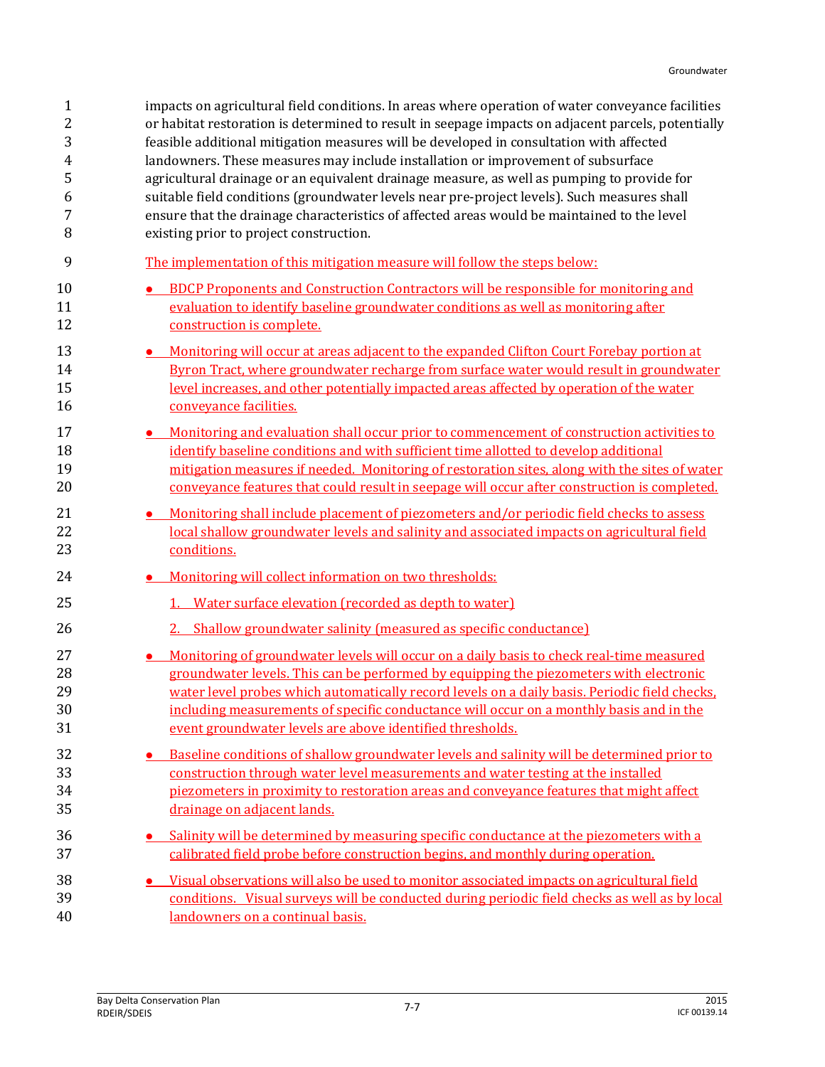impacts on agricultural field conditions. In areas where operation of water conveyance facilities or habitat restoration is determined to result in seepage impacts on adjacent parcels, potentially feasible additional mitigation measures will be developed in consultation with affected landowners. These measures may include installation or improvement of subsurface agricultural drainage or an equivalent drainage measure, as well as pumping to provide for suitable field conditions (groundwater levels near pre-project levels). Such measures shall ensure that the drainage characteristics of affected areas would be maintained to the level existing prior to project construction.

The implementation of this mitigation measure will follow the steps below:

- BDCP Proponents and Construction Contractors will be responsible for monitoring and evaluation to identify baseline groundwater conditions as well as monitoring after construction is complete.
- Monitoring will occur at areas adjacent to the expanded Clifton Court Forebay portion at Byron Tract, where groundwater recharge from surface water would result in groundwater level increases, and other potentially impacted areas affected by operation of the water conveyance facilities.
- Monitoring and evaluation shall occur prior to commencement of construction activities to identify baseline conditions and with sufficient time allotted to develop additional mitigation measures if needed. Monitoring of restoration sites, along with the sites of water conveyance features that could result in seepage will occur after construction is completed.
- Monitoring shall include placement of piezometers and/or periodic field checks to assess local shallow groundwater levels and salinity and associated impacts on agricultural field conditions.
- Monitoring will collect information on two thresholds:
  1. Water surface elevation (recorded as depth to water)
  2. Shallow groundwater salinity (measured as specific conductance)
- Monitoring of groundwater levels will occur on a daily basis to check real-time measured groundwater levels. This can be performed by equipping the piezometers with electronic water level probes which automatically record levels on a daily basis. Periodic field checks, including measurements of specific conductance will occur on a monthly basis and in the event groundwater levels are above identified thresholds.
- Baseline conditions of shallow groundwater levels and salinity will be determined prior to construction through water level measurements and water testing at the installed piezometers in proximity to restoration areas and conveyance features that might affect drainage on adjacent lands.
- Salinity will be determined by measuring specific conductance at the piezometers with a calibrated field probe before construction begins, and monthly during operation.
- Visual observations will also be used to monitor associated impacts on agricultural field conditions. Visual surveys will be conducted during periodic field checks as well as by local landowners on a continual basis.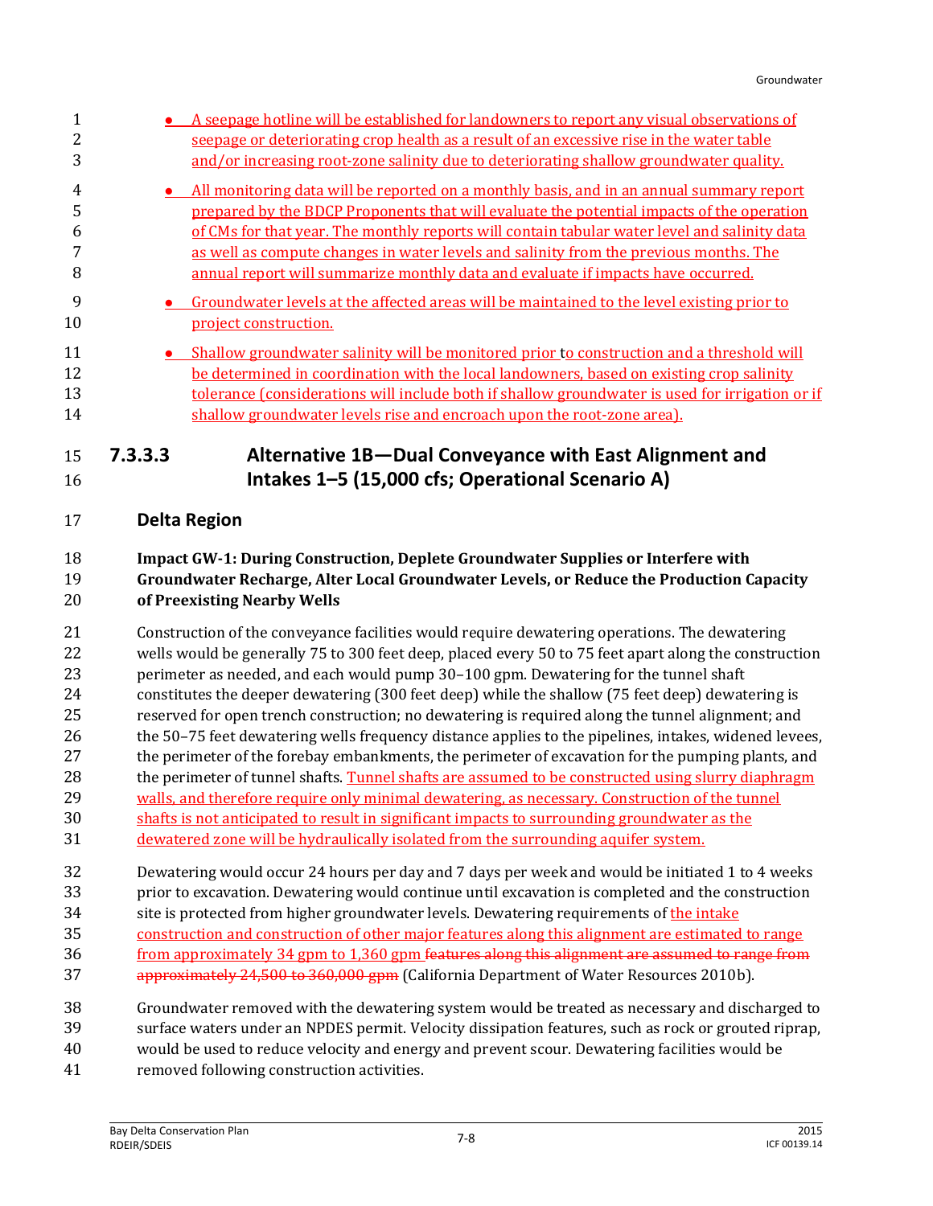- A seepage hotline will be established for landowners to report any visual observations of seepage or deteriorating crop health as a result of an excessive rise in the water table and/or increasing root-zone salinity due to deteriorating shallow groundwater quality.
- All monitoring data will be reported on a monthly basis, and in an annual summary report prepared by the BDCP Proponents that will evaluate the potential impacts of the operation of CMs for that year. The monthly reports will contain tabular water level and salinity data as well as compute changes in water levels and salinity from the previous months. The annual report will summarize monthly data and evaluate if impacts have occurred.
- Groundwater levels at the affected areas will be maintained to the level existing prior to project construction.
- Shallow groundwater salinity will be monitored prior to construction and a threshold will be determined in coordination with the local landowners, based on existing crop salinity tolerance (considerations will include both if shallow groundwater is used for irrigation or if shallow groundwater levels rise and encroach upon the root-zone area).

### 7.3.3.3 Alternative 1B—Dual Conveyance with East Alignment and Intakes 1–5 (15,000 cfs; Operational Scenario A)

#### Delta Region

**Impact GW-1: During Construction, Deplete Groundwater Supplies or Interfere with Groundwater Recharge, Alter Local Groundwater Levels, or Reduce the Production Capacity of Preexisting Nearby Wells**

Construction of the conveyance facilities would require dewatering operations. The dewatering wells would be generally 75 to 300 feet deep, placed every 50 to 75 feet apart along the construction perimeter as needed, and each would pump 30–100 gpm. Dewatering for the tunnel shaft constitutes the deeper dewatering (300 feet deep) while the shallow (75 feet deep) dewatering is reserved for open trench construction; no dewatering is required along the tunnel alignment; and the 50–75 feet dewatering wells frequency distance applies to the pipelines, intakes, widened levees, the perimeter of the forebay embankments, the perimeter of excavation for the pumping plants, and the perimeter of tunnel shafts. Tunnel shafts are assumed to be constructed using slurry diaphragm walls, and therefore require only minimal dewatering, as necessary. Construction of the tunnel shafts is not anticipated to result in significant impacts to surrounding groundwater as the dewatered zone will be hydraulically isolated from the surrounding aquifer system.

Dewatering would occur 24 hours per day and 7 days per week and would be initiated 1 to 4 weeks prior to excavation. Dewatering would continue until excavation is completed and the construction site is protected from higher groundwater levels. Dewatering requirements of the intake construction and construction of other major features along this alignment are estimated to range from approximately 34 gpm to 1,360 gpm ~~features along this alignment are assumed to range from approximately 24,500 to 360,000 gpm~~ (California Department of Water Resources 2010b).

Groundwater removed with the dewatering system would be treated as necessary and discharged to surface waters under an NPDES permit. Velocity dissipation features, such as rock or grouted riprap, would be used to reduce velocity and energy and prevent scour. Dewatering facilities would be removed following construction activities.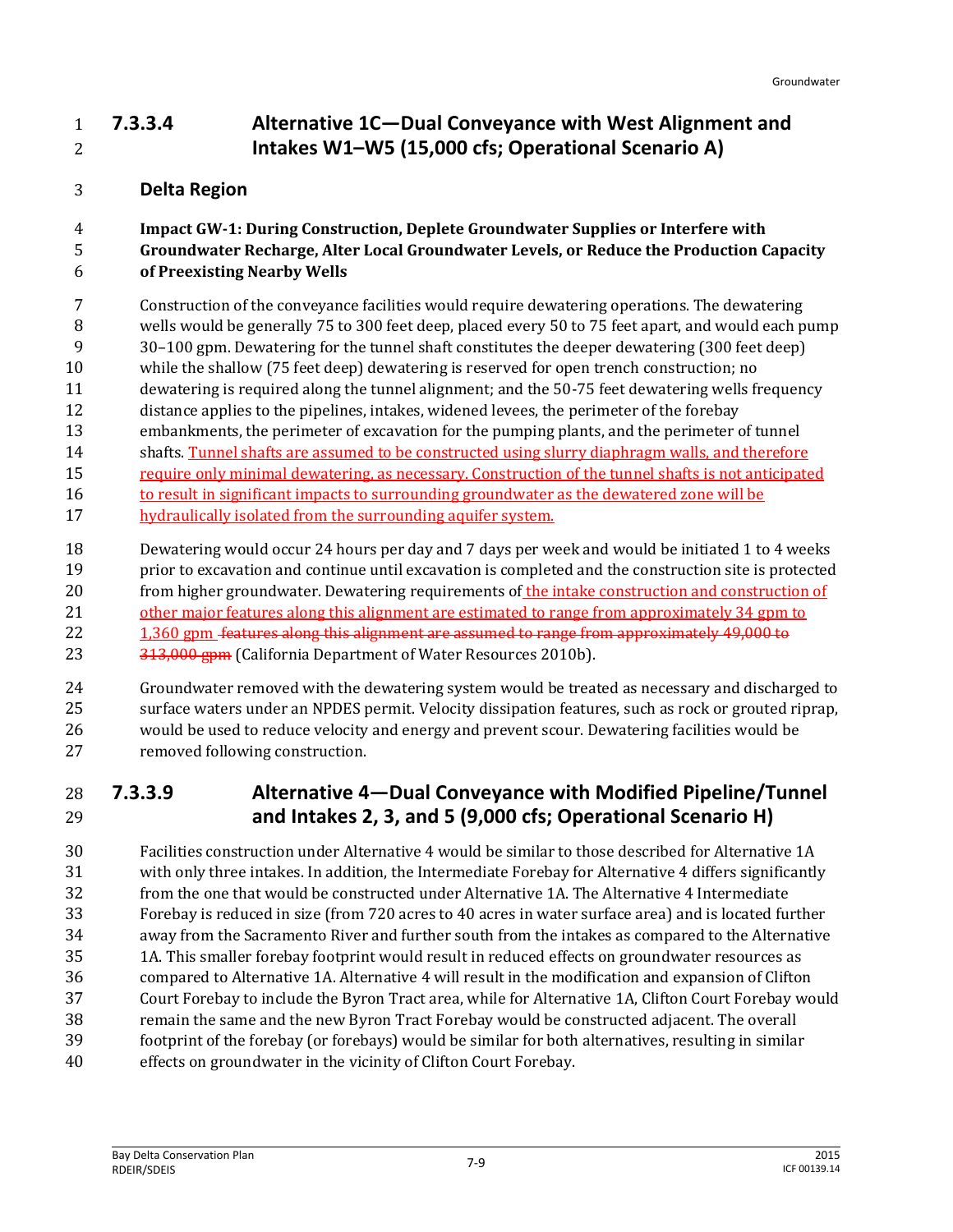### 7.3.3.4 Alternative 1C—Dual Conveyance with West Alignment and Intakes W1–W5 (15,000 cfs; Operational Scenario A)

#### Delta Region

**Impact GW-1: During Construction, Deplete Groundwater Supplies or Interfere with Groundwater Recharge, Alter Local Groundwater Levels, or Reduce the Production Capacity of Preexisting Nearby Wells**

Construction of the conveyance facilities would require dewatering operations. The dewatering wells would be generally 75 to 300 feet deep, placed every 50 to 75 feet apart, and would each pump 30–100 gpm. Dewatering for the tunnel shaft constitutes the deeper dewatering (300 feet deep) while the shallow (75 feet deep) dewatering is reserved for open trench construction; no dewatering is required along the tunnel alignment; and the 50-75 feet dewatering wells frequency distance applies to the pipelines, intakes, widened levees, the perimeter of the forebay embankments, the perimeter of excavation for the pumping plants, and the perimeter of tunnel shafts. Tunnel shafts are assumed to be constructed using slurry diaphragm walls, and therefore require only minimal dewatering, as necessary. Construction of the tunnel shafts is not anticipated to result in significant impacts to surrounding groundwater as the dewatered zone will be hydraulically isolated from the surrounding aquifer system.

Dewatering would occur 24 hours per day and 7 days per week and would be initiated 1 to 4 weeks prior to excavation and continue until excavation is completed and the construction site is protected from higher groundwater. Dewatering requirements of the intake construction and construction of other major features along this alignment are estimated to range from approximately 34 gpm to 1,360 gpm ~~features along this alignment are assumed to range from approximately 49,000 to 313,000 gpm~~ (California Department of Water Resources 2010b).

Groundwater removed with the dewatering system would be treated as necessary and discharged to surface waters under an NPDES permit. Velocity dissipation features, such as rock or grouted riprap, would be used to reduce velocity and energy and prevent scour. Dewatering facilities would be removed following construction.

### 7.3.3.9 Alternative 4—Dual Conveyance with Modified Pipeline/Tunnel and Intakes 2, 3, and 5 (9,000 cfs; Operational Scenario H)

Facilities construction under Alternative 4 would be similar to those described for Alternative 1A with only three intakes. In addition, the Intermediate Forebay for Alternative 4 differs significantly from the one that would be constructed under Alternative 1A. The Alternative 4 Intermediate Forebay is reduced in size (from 720 acres to 40 acres in water surface area) and is located further away from the Sacramento River and further south from the intakes as compared to the Alternative 1A. This smaller forebay footprint would result in reduced effects on groundwater resources as compared to Alternative 1A. Alternative 4 will result in the modification and expansion of Clifton Court Forebay to include the Byron Tract area, while for Alternative 1A, Clifton Court Forebay would remain the same and the new Byron Tract Forebay would be constructed adjacent. The overall footprint of the forebay (or forebays) would be similar for both alternatives, resulting in similar effects on groundwater in the vicinity of Clifton Court Forebay.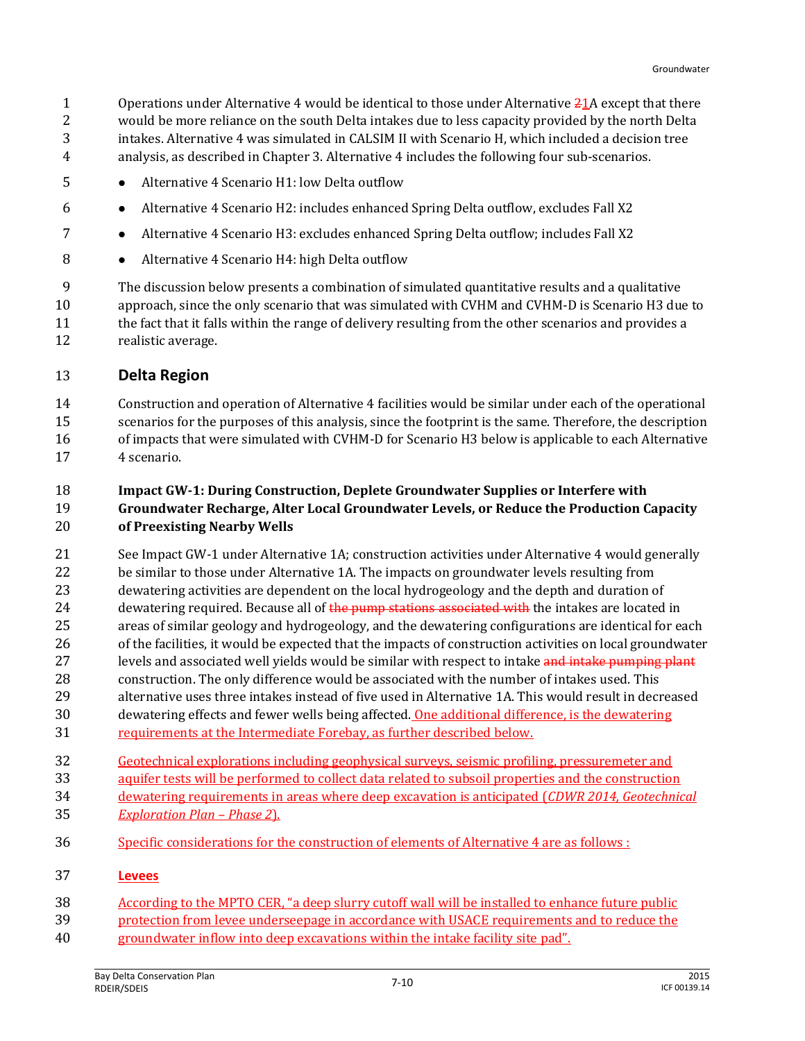Operations under Alternative 4 would be identical to those under Alternative ~~2~~1A except that there would be more reliance on the south Delta intakes due to less capacity provided by the north Delta intakes. Alternative 4 was simulated in CALSIM II with Scenario H, which included a decision tree analysis, as described in Chapter 3. Alternative 4 includes the following four sub-scenarios.

- Alternative 4 Scenario H1: low Delta outflow
- Alternative 4 Scenario H2: includes enhanced Spring Delta outflow, excludes Fall X2
- Alternative 4 Scenario H3: excludes enhanced Spring Delta outflow; includes Fall X2
- Alternative 4 Scenario H4: high Delta outflow

The discussion below presents a combination of simulated quantitative results and a qualitative approach, since the only scenario that was simulated with CVHM and CVHM-D is Scenario H3 due to the fact that it falls within the range of delivery resulting from the other scenarios and provides a realistic average.

## Delta Region

Construction and operation of Alternative 4 facilities would be similar under each of the operational scenarios for the purposes of this analysis, since the footprint is the same. Therefore, the description of impacts that were simulated with CVHM-D for Scenario H3 below is applicable to each Alternative 4 scenario.

**Impact GW-1: During Construction, Deplete Groundwater Supplies or Interfere with Groundwater Recharge, Alter Local Groundwater Levels, or Reduce the Production Capacity of Preexisting Nearby Wells**

See Impact GW-1 under Alternative 1A; construction activities under Alternative 4 would generally be similar to those under Alternative 1A. The impacts on groundwater levels resulting from dewatering activities are dependent on the local hydrogeology and the depth and duration of dewatering required. Because all of ~~the pump stations associated with~~ the intakes are located in areas of similar geology and hydrogeology, and the dewatering configurations are identical for each of the facilities, it would be expected that the impacts of construction activities on local groundwater levels and associated well yields would be similar with respect to intake ~~and intake pumping plant~~ construction. The only difference would be associated with the number of intakes used. This alternative uses three intakes instead of five used in Alternative 1A. This would result in decreased dewatering effects and fewer wells being affected. One additional difference, is the dewatering requirements at the Intermediate Forebay, as further described below.

Geotechnical explorations including geophysical surveys, seismic profiling, pressuremeter and aquifer tests will be performed to collect data related to subsoil properties and the construction dewatering requirements in areas where deep excavation is anticipated (*CDWR 2014, Geotechnical Exploration Plan – Phase 2*).

Specific considerations for the construction of elements of Alternative 4 are as follows :

**Levees**

According to the MPTO CER, "a deep slurry cutoff wall will be installed to enhance future public protection from levee underseepage in accordance with USACE requirements and to reduce the groundwater inflow into deep excavations within the intake facility site pad".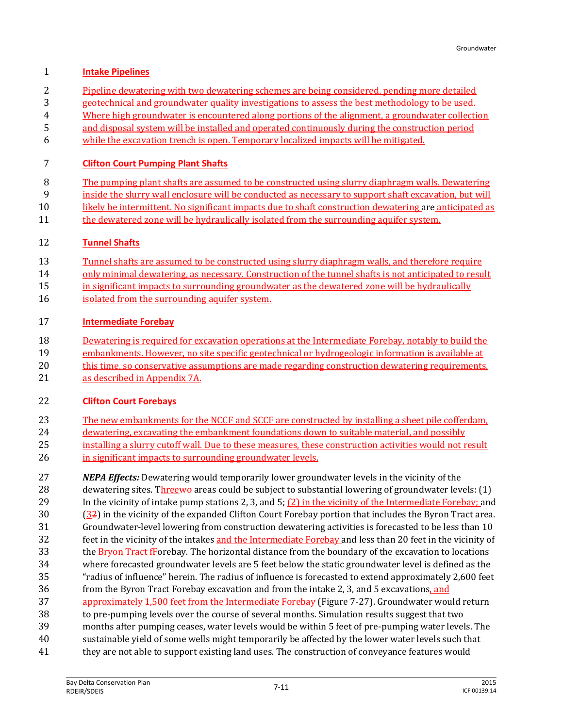#### Intake Pipelines

Pipeline dewatering with two dewatering schemes are being considered, pending more detailed geotechnical and groundwater quality investigations to assess the best methodology to be used. Where high groundwater is encountered along portions of the alignment, a groundwater collection and disposal system will be installed and operated continuously during the construction period while the excavation trench is open. Temporary localized impacts will be mitigated.

#### Clifton Court Pumping Plant Shafts

The pumping plant shafts are assumed to be constructed using slurry diaphragm walls. Dewatering inside the slurry wall enclosure will be conducted as necessary to support shaft excavation, but will likely be intermittent. No significant impacts due to shaft construction dewatering are anticipated as the dewatered zone will be hydraulically isolated from the surrounding aquifer system.

#### Tunnel Shafts

Tunnel shafts are assumed to be constructed using slurry diaphragm walls, and therefore require only minimal dewatering, as necessary. Construction of the tunnel shafts is not anticipated to result in significant impacts to surrounding groundwater as the dewatered zone will be hydraulically isolated from the surrounding aquifer system.

#### Intermediate Forebay

Dewatering is required for excavation operations at the Intermediate Forebay, notably to build the embankments. However, no site specific geotechnical or hydrogeologic information is available at this time, so conservative assumptions are made regarding construction dewatering requirements, as described in Appendix 7A.

#### Clifton Court Forebays

The new embankments for the NCCF and SCCF are constructed by installing a sheet pile cofferdam, dewatering, excavating the embankment foundations down to suitable material, and possibly installing a slurry cutoff wall. Due to these measures, these construction activities would not result in significant impacts to surrounding groundwater levels.

***NEPA Effects:*** Dewatering would temporarily lower groundwater levels in the vicinity of the dewatering sites. Three areas could be subject to substantial lowering of groundwater levels: (1) In the vicinity of intake pump stations 2, 3, and 5; (2) in the vicinity of the Intermediate Forebay; and (3) in the vicinity of the expanded Clifton Court Forebay portion that includes the Byron Tract area. Groundwater-level lowering from construction dewatering activities is forecasted to be less than 10 feet in the vicinity of the intakes and the Intermediate Forebay and less than 20 feet in the vicinity of the Bryon Tract Forebay. The horizontal distance from the boundary of the excavation to locations where forecasted groundwater levels are 5 feet below the static groundwater level is defined as the "radius of influence" herein. The radius of influence is forecasted to extend approximately 2,600 feet from the Byron Tract Forebay excavation and from the intake 2, 3, and 5 excavations, and approximately 1,500 feet from the Intermediate Forebay (Figure 7-27). Groundwater would return to pre-pumping levels over the course of several months. Simulation results suggest that two months after pumping ceases, water levels would be within 5 feet of pre-pumping water levels. The sustainable yield of some wells might temporarily be affected by the lower water levels such that they are not able to support existing land uses. The construction of conveyance features would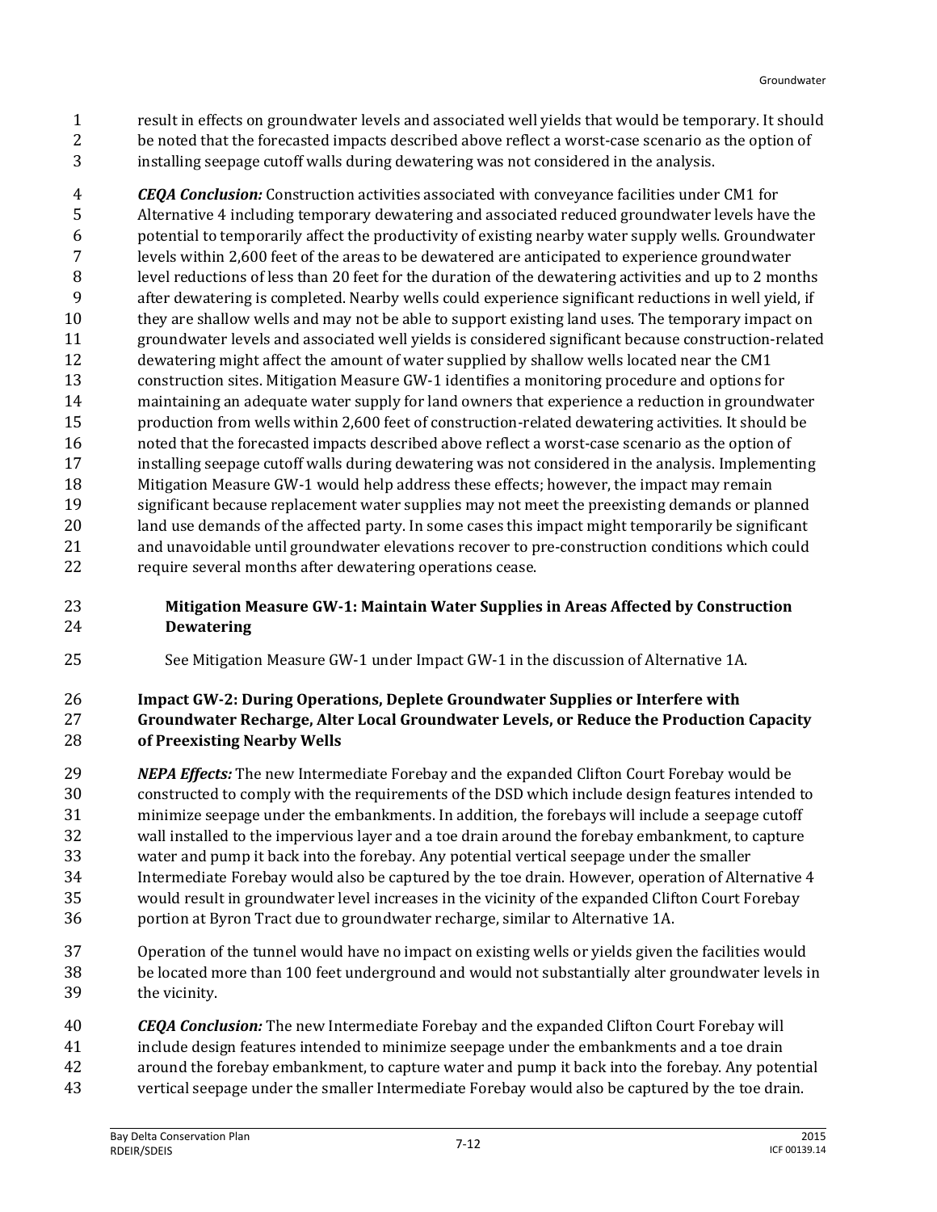result in effects on groundwater levels and associated well yields that would be temporary. It should be noted that the forecasted impacts described above reflect a worst-case scenario as the option of installing seepage cutoff walls during dewatering was not considered in the analysis.

***CEQA Conclusion:*** Construction activities associated with conveyance facilities under CM1 for Alternative 4 including temporary dewatering and associated reduced groundwater levels have the potential to temporarily affect the productivity of existing nearby water supply wells. Groundwater levels within 2,600 feet of the areas to be dewatered are anticipated to experience groundwater level reductions of less than 20 feet for the duration of the dewatering activities and up to 2 months after dewatering is completed. Nearby wells could experience significant reductions in well yield, if they are shallow wells and may not be able to support existing land uses. The temporary impact on groundwater levels and associated well yields is considered significant because construction-related dewatering might affect the amount of water supplied by shallow wells located near the CM1 construction sites. Mitigation Measure GW-1 identifies a monitoring procedure and options for maintaining an adequate water supply for land owners that experience a reduction in groundwater production from wells within 2,600 feet of construction-related dewatering activities. It should be noted that the forecasted impacts described above reflect a worst-case scenario as the option of installing seepage cutoff walls during dewatering was not considered in the analysis. Implementing Mitigation Measure GW-1 would help address these effects; however, the impact may remain significant because replacement water supplies may not meet the preexisting demands or planned land use demands of the affected party. In some cases this impact might temporarily be significant and unavoidable until groundwater elevations recover to pre-construction conditions which could require several months after dewatering operations cease.

**Mitigation Measure GW-1: Maintain Water Supplies in Areas Affected by Construction Dewatering**

See Mitigation Measure GW-1 under Impact GW-1 in the discussion of Alternative 1A.

**Impact GW-2: During Operations, Deplete Groundwater Supplies or Interfere with Groundwater Recharge, Alter Local Groundwater Levels, or Reduce the Production Capacity of Preexisting Nearby Wells**

***NEPA Effects:*** The new Intermediate Forebay and the expanded Clifton Court Forebay would be constructed to comply with the requirements of the DSD which include design features intended to minimize seepage under the embankments. In addition, the forebays will include a seepage cutoff wall installed to the impervious layer and a toe drain around the forebay embankment, to capture water and pump it back into the forebay. Any potential vertical seepage under the smaller Intermediate Forebay would also be captured by the toe drain. However, operation of Alternative 4 would result in groundwater level increases in the vicinity of the expanded Clifton Court Forebay portion at Byron Tract due to groundwater recharge, similar to Alternative 1A.

Operation of the tunnel would have no impact on existing wells or yields given the facilities would be located more than 100 feet underground and would not substantially alter groundwater levels in the vicinity.

***CEQA Conclusion:*** The new Intermediate Forebay and the expanded Clifton Court Forebay will include design features intended to minimize seepage under the embankments and a toe drain around the forebay embankment, to capture water and pump it back into the forebay. Any potential vertical seepage under the smaller Intermediate Forebay would also be captured by the toe drain.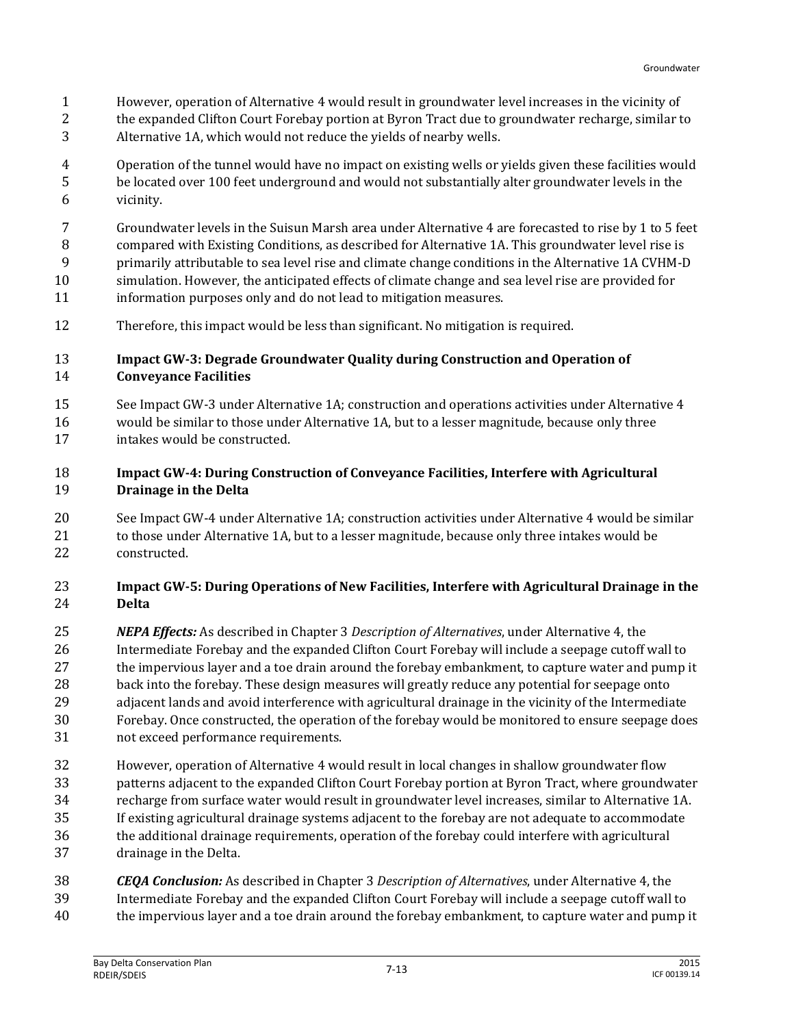However, operation of Alternative 4 would result in groundwater level increases in the vicinity of the expanded Clifton Court Forebay portion at Byron Tract due to groundwater recharge, similar to Alternative 1A, which would not reduce the yields of nearby wells.

Operation of the tunnel would have no impact on existing wells or yields given these facilities would be located over 100 feet underground and would not substantially alter groundwater levels in the vicinity.

Groundwater levels in the Suisun Marsh area under Alternative 4 are forecasted to rise by 1 to 5 feet compared with Existing Conditions, as described for Alternative 1A. This groundwater level rise is primarily attributable to sea level rise and climate change conditions in the Alternative 1A CVHM-D simulation. However, the anticipated effects of climate change and sea level rise are provided for information purposes only and do not lead to mitigation measures.

Therefore, this impact would be less than significant. No mitigation is required.

#### Impact GW-3: Degrade Groundwater Quality during Construction and Operation of Conveyance Facilities

See Impact GW-3 under Alternative 1A; construction and operations activities under Alternative 4 would be similar to those under Alternative 1A, but to a lesser magnitude, because only three intakes would be constructed.

#### Impact GW-4: During Construction of Conveyance Facilities, Interfere with Agricultural Drainage in the Delta

See Impact GW-4 under Alternative 1A; construction activities under Alternative 4 would be similar to those under Alternative 1A, but to a lesser magnitude, because only three intakes would be constructed.

#### Impact GW-5: During Operations of New Facilities, Interfere with Agricultural Drainage in the Delta

***NEPA Effects:*** As described in Chapter 3 *Description of Alternatives*, under Alternative 4, the Intermediate Forebay and the expanded Clifton Court Forebay will include a seepage cutoff wall to the impervious layer and a toe drain around the forebay embankment, to capture water and pump it back into the forebay. These design measures will greatly reduce any potential for seepage onto adjacent lands and avoid interference with agricultural drainage in the vicinity of the Intermediate Forebay. Once constructed, the operation of the forebay would be monitored to ensure seepage does not exceed performance requirements.

However, operation of Alternative 4 would result in local changes in shallow groundwater flow patterns adjacent to the expanded Clifton Court Forebay portion at Byron Tract, where groundwater recharge from surface water would result in groundwater level increases, similar to Alternative 1A. If existing agricultural drainage systems adjacent to the forebay are not adequate to accommodate the additional drainage requirements, operation of the forebay could interfere with agricultural drainage in the Delta.

***CEQA Conclusion:*** As described in Chapter 3 *Description of Alternatives*, under Alternative 4, the Intermediate Forebay and the expanded Clifton Court Forebay will include a seepage cutoff wall to the impervious layer and a toe drain around the forebay embankment, to capture water and pump it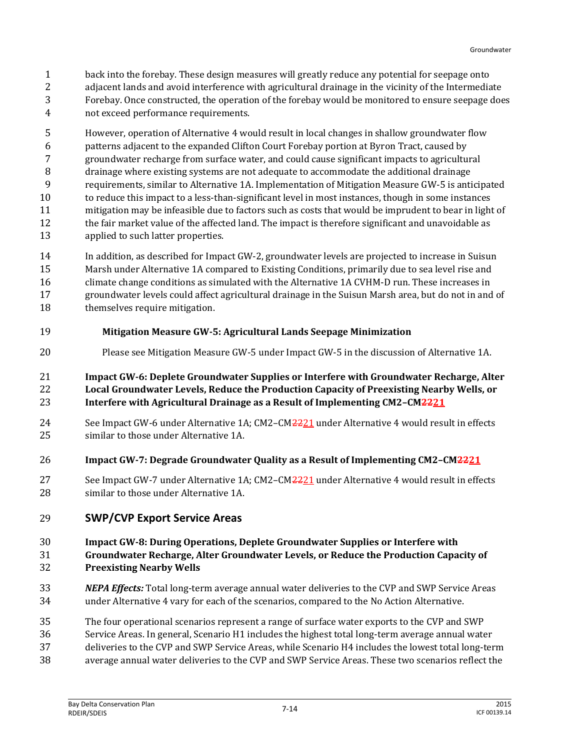back into the forebay. These design measures will greatly reduce any potential for seepage onto adjacent lands and avoid interference with agricultural drainage in the vicinity of the Intermediate Forebay. Once constructed, the operation of the forebay would be monitored to ensure seepage does not exceed performance requirements.

However, operation of Alternative 4 would result in local changes in shallow groundwater flow patterns adjacent to the expanded Clifton Court Forebay portion at Byron Tract, caused by groundwater recharge from surface water, and could cause significant impacts to agricultural drainage where existing systems are not adequate to accommodate the additional drainage requirements, similar to Alternative 1A. Implementation of Mitigation Measure GW-5 is anticipated to reduce this impact to a less-than-significant level in most instances, though in some instances mitigation may be infeasible due to factors such as costs that would be imprudent to bear in light of the fair market value of the affected land. The impact is therefore significant and unavoidable as applied to such latter properties.

In addition, as described for Impact GW-2, groundwater levels are projected to increase in Suisun Marsh under Alternative 1A compared to Existing Conditions, primarily due to sea level rise and climate change conditions as simulated with the Alternative 1A CVHM-D run. These increases in groundwater levels could affect agricultural drainage in the Suisun Marsh area, but do not in and of themselves require mitigation.

**Mitigation Measure GW-5: Agricultural Lands Seepage Minimization**

Please see Mitigation Measure GW-5 under Impact GW-5 in the discussion of Alternative 1A.

**Impact GW-6: Deplete Groundwater Supplies or Interfere with Groundwater Recharge, Alter Local Groundwater Levels, Reduce the Production Capacity of Preexisting Nearby Wells, or Interfere with Agricultural Drainage as a Result of Implementing CM2–CM~~22~~21**

See Impact GW-6 under Alternative 1A; CM2–CM~~22~~21 under Alternative 4 would result in effects similar to those under Alternative 1A.

**Impact GW-7: Degrade Groundwater Quality as a Result of Implementing CM2–CM~~22~~21**

See Impact GW-7 under Alternative 1A; CM2–CM~~22~~21 under Alternative 4 would result in effects similar to those under Alternative 1A.

## SWP/CVP Export Service Areas

**Impact GW-8: During Operations, Deplete Groundwater Supplies or Interfere with Groundwater Recharge, Alter Groundwater Levels, or Reduce the Production Capacity of Preexisting Nearby Wells**

***NEPA Effects:*** Total long-term average annual water deliveries to the CVP and SWP Service Areas under Alternative 4 vary for each of the scenarios, compared to the No Action Alternative.

The four operational scenarios represent a range of surface water exports to the CVP and SWP Service Areas. In general, Scenario H1 includes the highest total long-term average annual water deliveries to the CVP and SWP Service Areas, while Scenario H4 includes the lowest total long-term average annual water deliveries to the CVP and SWP Service Areas. These two scenarios reflect the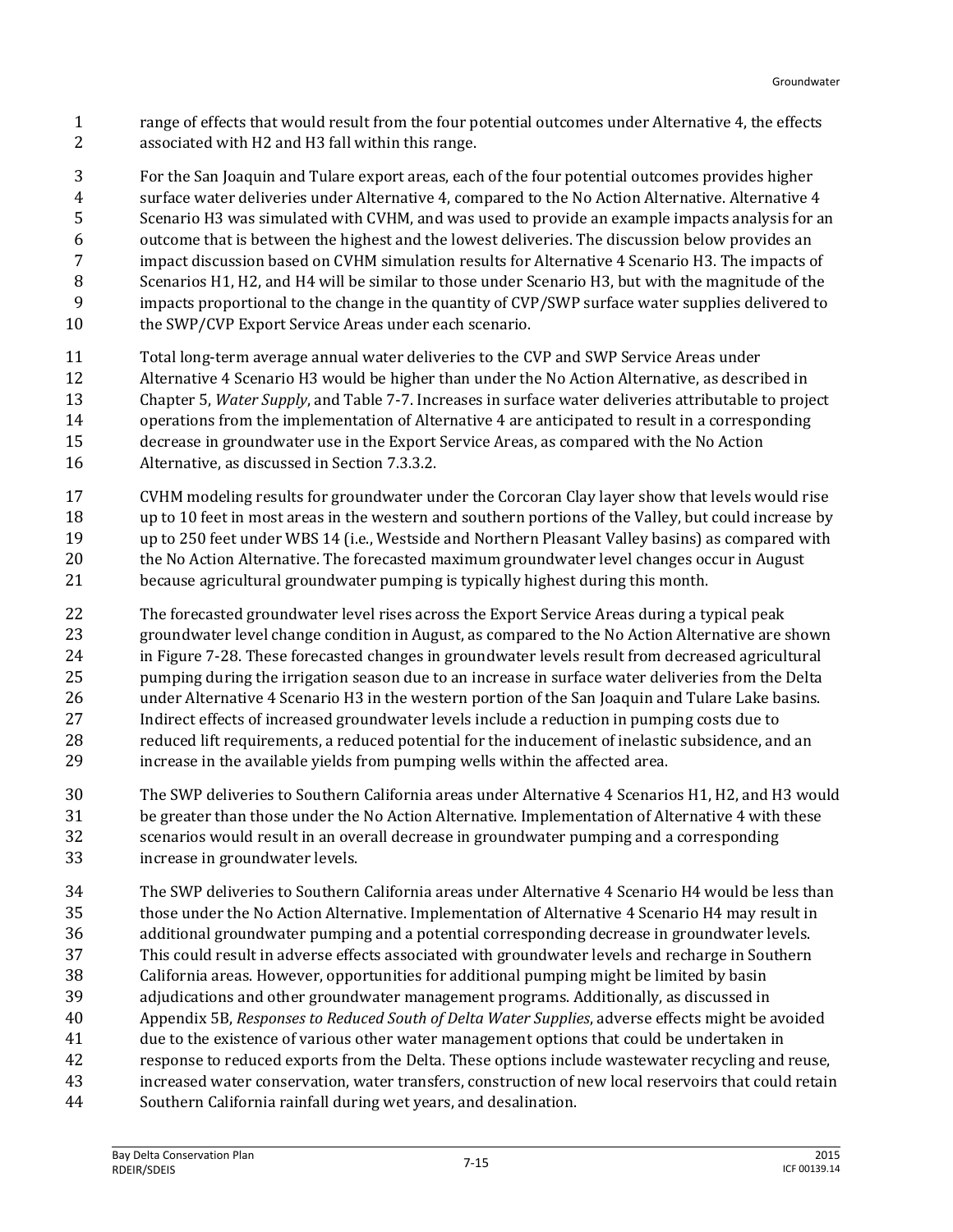range of effects that would result from the four potential outcomes under Alternative 4, the effects associated with H2 and H3 fall within this range.

For the San Joaquin and Tulare export areas, each of the four potential outcomes provides higher surface water deliveries under Alternative 4, compared to the No Action Alternative. Alternative 4 Scenario H3 was simulated with CVHM, and was used to provide an example impacts analysis for an outcome that is between the highest and the lowest deliveries. The discussion below provides an impact discussion based on CVHM simulation results for Alternative 4 Scenario H3. The impacts of Scenarios H1, H2, and H4 will be similar to those under Scenario H3, but with the magnitude of the impacts proportional to the change in the quantity of CVP/SWP surface water supplies delivered to the SWP/CVP Export Service Areas under each scenario.

Total long-term average annual water deliveries to the CVP and SWP Service Areas under Alternative 4 Scenario H3 would be higher than under the No Action Alternative, as described in Chapter 5, *Water Supply*, and Table 7-7. Increases in surface water deliveries attributable to project operations from the implementation of Alternative 4 are anticipated to result in a corresponding decrease in groundwater use in the Export Service Areas, as compared with the No Action Alternative, as discussed in Section 7.3.3.2.

CVHM modeling results for groundwater under the Corcoran Clay layer show that levels would rise up to 10 feet in most areas in the western and southern portions of the Valley, but could increase by up to 250 feet under WBS 14 (i.e., Westside and Northern Pleasant Valley basins) as compared with the No Action Alternative. The forecasted maximum groundwater level changes occur in August because agricultural groundwater pumping is typically highest during this month.

The forecasted groundwater level rises across the Export Service Areas during a typical peak groundwater level change condition in August, as compared to the No Action Alternative are shown in Figure 7-28. These forecasted changes in groundwater levels result from decreased agricultural pumping during the irrigation season due to an increase in surface water deliveries from the Delta under Alternative 4 Scenario H3 in the western portion of the San Joaquin and Tulare Lake basins. Indirect effects of increased groundwater levels include a reduction in pumping costs due to reduced lift requirements, a reduced potential for the inducement of inelastic subsidence, and an increase in the available yields from pumping wells within the affected area.

The SWP deliveries to Southern California areas under Alternative 4 Scenarios H1, H2, and H3 would be greater than those under the No Action Alternative. Implementation of Alternative 4 with these scenarios would result in an overall decrease in groundwater pumping and a corresponding increase in groundwater levels.

The SWP deliveries to Southern California areas under Alternative 4 Scenario H4 would be less than those under the No Action Alternative. Implementation of Alternative 4 Scenario H4 may result in additional groundwater pumping and a potential corresponding decrease in groundwater levels. This could result in adverse effects associated with groundwater levels and recharge in Southern California areas. However, opportunities for additional pumping might be limited by basin adjudications and other groundwater management programs. Additionally, as discussed in Appendix 5B, *Responses to Reduced South of Delta Water Supplies*, adverse effects might be avoided due to the existence of various other water management options that could be undertaken in response to reduced exports from the Delta. These options include wastewater recycling and reuse, increased water conservation, water transfers, construction of new local reservoirs that could retain Southern California rainfall during wet years, and desalination.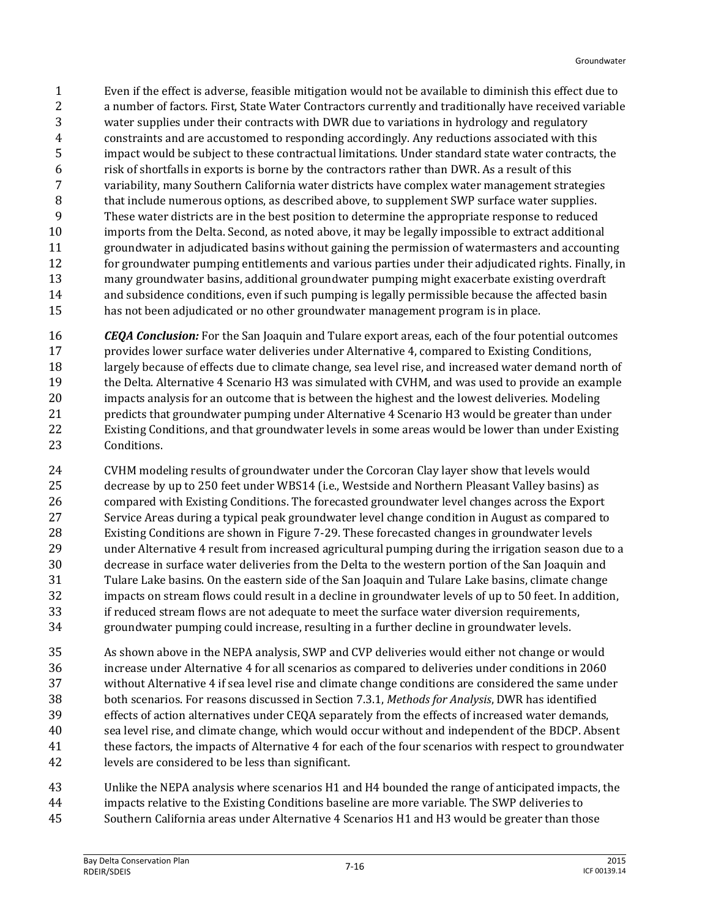Even if the effect is adverse, feasible mitigation would not be available to diminish this effect due to a number of factors. First, State Water Contractors currently and traditionally have received variable water supplies under their contracts with DWR due to variations in hydrology and regulatory constraints and are accustomed to responding accordingly. Any reductions associated with this impact would be subject to these contractual limitations. Under standard state water contracts, the risk of shortfalls in exports is borne by the contractors rather than DWR. As a result of this variability, many Southern California water districts have complex water management strategies that include numerous options, as described above, to supplement SWP surface water supplies. These water districts are in the best position to determine the appropriate response to reduced imports from the Delta. Second, as noted above, it may be legally impossible to extract additional groundwater in adjudicated basins without gaining the permission of watermasters and accounting for groundwater pumping entitlements and various parties under their adjudicated rights. Finally, in many groundwater basins, additional groundwater pumping might exacerbate existing overdraft and subsidence conditions, even if such pumping is legally permissible because the affected basin has not been adjudicated or no other groundwater management program is in place.

***CEQA Conclusion:*** For the San Joaquin and Tulare export areas, each of the four potential outcomes provides lower surface water deliveries under Alternative 4, compared to Existing Conditions, largely because of effects due to climate change, sea level rise, and increased water demand north of the Delta. Alternative 4 Scenario H3 was simulated with CVHM, and was used to provide an example impacts analysis for an outcome that is between the highest and the lowest deliveries. Modeling predicts that groundwater pumping under Alternative 4 Scenario H3 would be greater than under Existing Conditions, and that groundwater levels in some areas would be lower than under Existing Conditions.

CVHM modeling results of groundwater under the Corcoran Clay layer show that levels would decrease by up to 250 feet under WBS14 (i.e., Westside and Northern Pleasant Valley basins) as compared with Existing Conditions. The forecasted groundwater level changes across the Export Service Areas during a typical peak groundwater level change condition in August as compared to Existing Conditions are shown in Figure 7-29. These forecasted changes in groundwater levels under Alternative 4 result from increased agricultural pumping during the irrigation season due to a decrease in surface water deliveries from the Delta to the western portion of the San Joaquin and Tulare Lake basins. On the eastern side of the San Joaquin and Tulare Lake basins, climate change impacts on stream flows could result in a decline in groundwater levels of up to 50 feet. In addition, if reduced stream flows are not adequate to meet the surface water diversion requirements, groundwater pumping could increase, resulting in a further decline in groundwater levels.

As shown above in the NEPA analysis, SWP and CVP deliveries would either not change or would increase under Alternative 4 for all scenarios as compared to deliveries under conditions in 2060 without Alternative 4 if sea level rise and climate change conditions are considered the same under both scenarios. For reasons discussed in Section 7.3.1, *Methods for Analysis*, DWR has identified effects of action alternatives under CEQA separately from the effects of increased water demands, sea level rise, and climate change, which would occur without and independent of the BDCP. Absent these factors, the impacts of Alternative 4 for each of the four scenarios with respect to groundwater levels are considered to be less than significant.

Unlike the NEPA analysis where scenarios H1 and H4 bounded the range of anticipated impacts, the impacts relative to the Existing Conditions baseline are more variable. The SWP deliveries to Southern California areas under Alternative 4 Scenarios H1 and H3 would be greater than those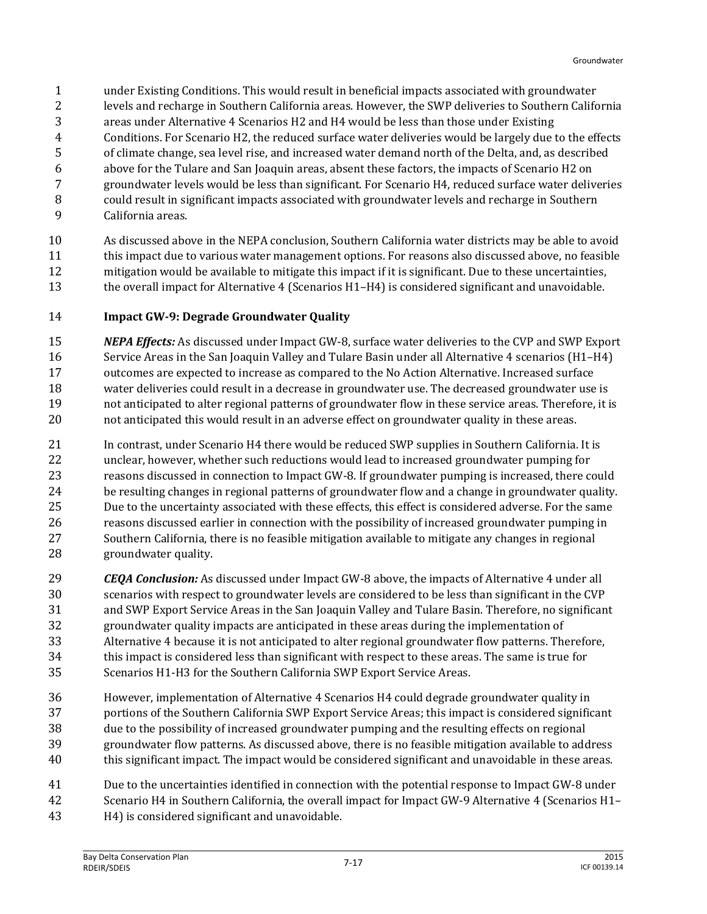under Existing Conditions. This would result in beneficial impacts associated with groundwater levels and recharge in Southern California areas. However, the SWP deliveries to Southern California areas under Alternative 4 Scenarios H2 and H4 would be less than those under Existing Conditions. For Scenario H2, the reduced surface water deliveries would be largely due to the effects of climate change, sea level rise, and increased water demand north of the Delta, and, as described above for the Tulare and San Joaquin areas, absent these factors, the impacts of Scenario H2 on groundwater levels would be less than significant. For Scenario H4, reduced surface water deliveries could result in significant impacts associated with groundwater levels and recharge in Southern California areas.

As discussed above in the NEPA conclusion, Southern California water districts may be able to avoid this impact due to various water management options. For reasons also discussed above, no feasible mitigation would be available to mitigate this impact if it is significant. Due to these uncertainties, the overall impact for Alternative 4 (Scenarios H1–H4) is considered significant and unavoidable.

**Impact GW-9: Degrade Groundwater Quality**

***NEPA Effects:*** As discussed under Impact GW-8, surface water deliveries to the CVP and SWP Export Service Areas in the San Joaquin Valley and Tulare Basin under all Alternative 4 scenarios (H1–H4) outcomes are expected to increase as compared to the No Action Alternative. Increased surface water deliveries could result in a decrease in groundwater use. The decreased groundwater use is not anticipated to alter regional patterns of groundwater flow in these service areas. Therefore, it is not anticipated this would result in an adverse effect on groundwater quality in these areas.

In contrast, under Scenario H4 there would be reduced SWP supplies in Southern California. It is unclear, however, whether such reductions would lead to increased groundwater pumping for reasons discussed in connection to Impact GW-8. If groundwater pumping is increased, there could be resulting changes in regional patterns of groundwater flow and a change in groundwater quality. Due to the uncertainty associated with these effects, this effect is considered adverse. For the same reasons discussed earlier in connection with the possibility of increased groundwater pumping in Southern California, there is no feasible mitigation available to mitigate any changes in regional groundwater quality.

***CEQA Conclusion:*** As discussed under Impact GW-8 above, the impacts of Alternative 4 under all scenarios with respect to groundwater levels are considered to be less than significant in the CVP and SWP Export Service Areas in the San Joaquin Valley and Tulare Basin. Therefore, no significant groundwater quality impacts are anticipated in these areas during the implementation of Alternative 4 because it is not anticipated to alter regional groundwater flow patterns. Therefore, this impact is considered less than significant with respect to these areas. The same is true for Scenarios H1-H3 for the Southern California SWP Export Service Areas.

However, implementation of Alternative 4 Scenarios H4 could degrade groundwater quality in portions of the Southern California SWP Export Service Areas; this impact is considered significant due to the possibility of increased groundwater pumping and the resulting effects on regional groundwater flow patterns. As discussed above, there is no feasible mitigation available to address this significant impact. The impact would be considered significant and unavoidable in these areas.

Due to the uncertainties identified in connection with the potential response to Impact GW-8 under Scenario H4 in Southern California, the overall impact for Impact GW-9 Alternative 4 (Scenarios H1–H4) is considered significant and unavoidable.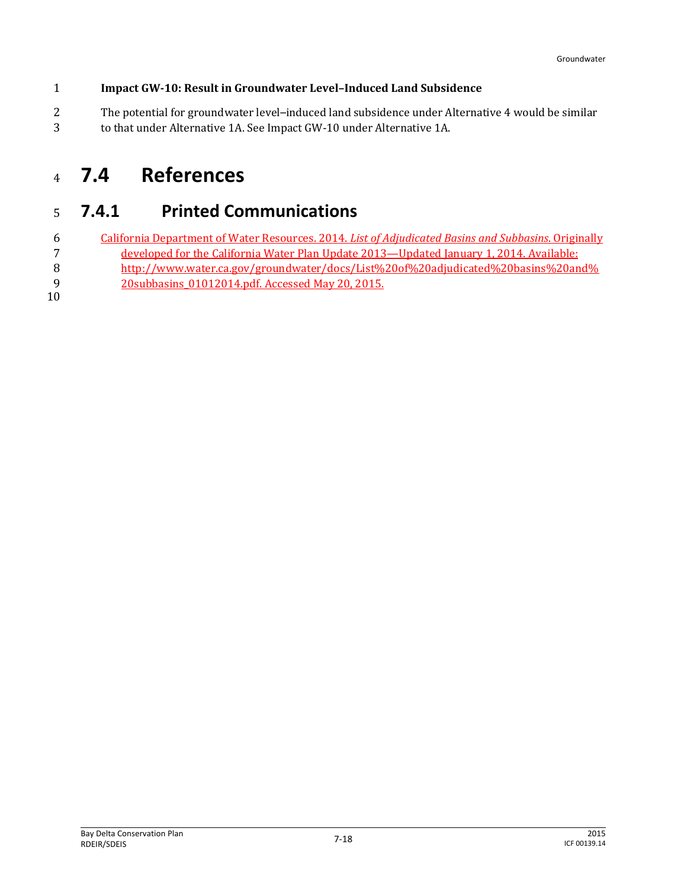**Impact GW-10: Result in Groundwater Level–Induced Land Subsidence**

The potential for groundwater level–induced land subsidence under Alternative 4 would be similar to that under Alternative 1A. See Impact GW-10 under Alternative 1A.

# 7.4 References

## 7.4.1 Printed Communications

California Department of Water Resources. 2014. *List of Adjudicated Basins and Subbasins*. Originally developed for the California Water Plan Update 2013—Updated January 1, 2014. Available: http://www.water.ca.gov/groundwater/docs/List%20of%20adjudicated%20basins%20and%20subbasins_01012014.pdf. Accessed May 20, 2015.